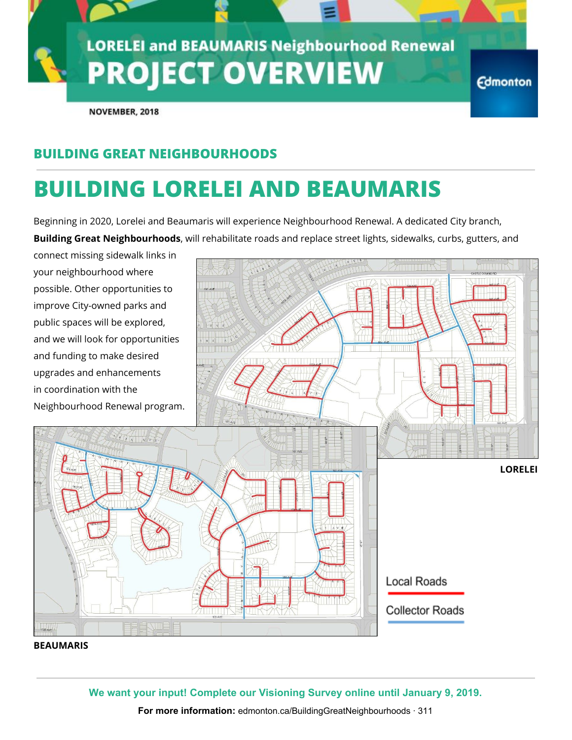# LORELEI and BEAUMARIS Neighbourhood Renewal

# PROJECT OVERVIEW

**NOVEMBER, 2018**

## BUILDING GREAT NEIGHBOURHOODS

# BUILDING LORELEI AND BEAUMARIS

Beginning in 2020, Lorelei and Beaumaris will experience Neighbourhood Renewal. A dedicated City branch, **Building Great Neighbourhoods**, will rehabilitate roads and replace street lights, sidewalks, curbs, gutters, and connect missing sidewalk links in your neighbourhood where possible. Other opportunities to improve City-owned parks and public spaces will be explored, and we will look for opportunities and funding to make desired upgrades and enhancements in coordination with the Neighbourhood Renewal program.

**LORELEI**

**BEAUMARIS**

Local Roads

Collector Roads

**We want your input! Complete our Visioning Survey online until January 9, 2019.**

**For more information:** edmonton.ca/BuildingGreatNeighbourhoods · 311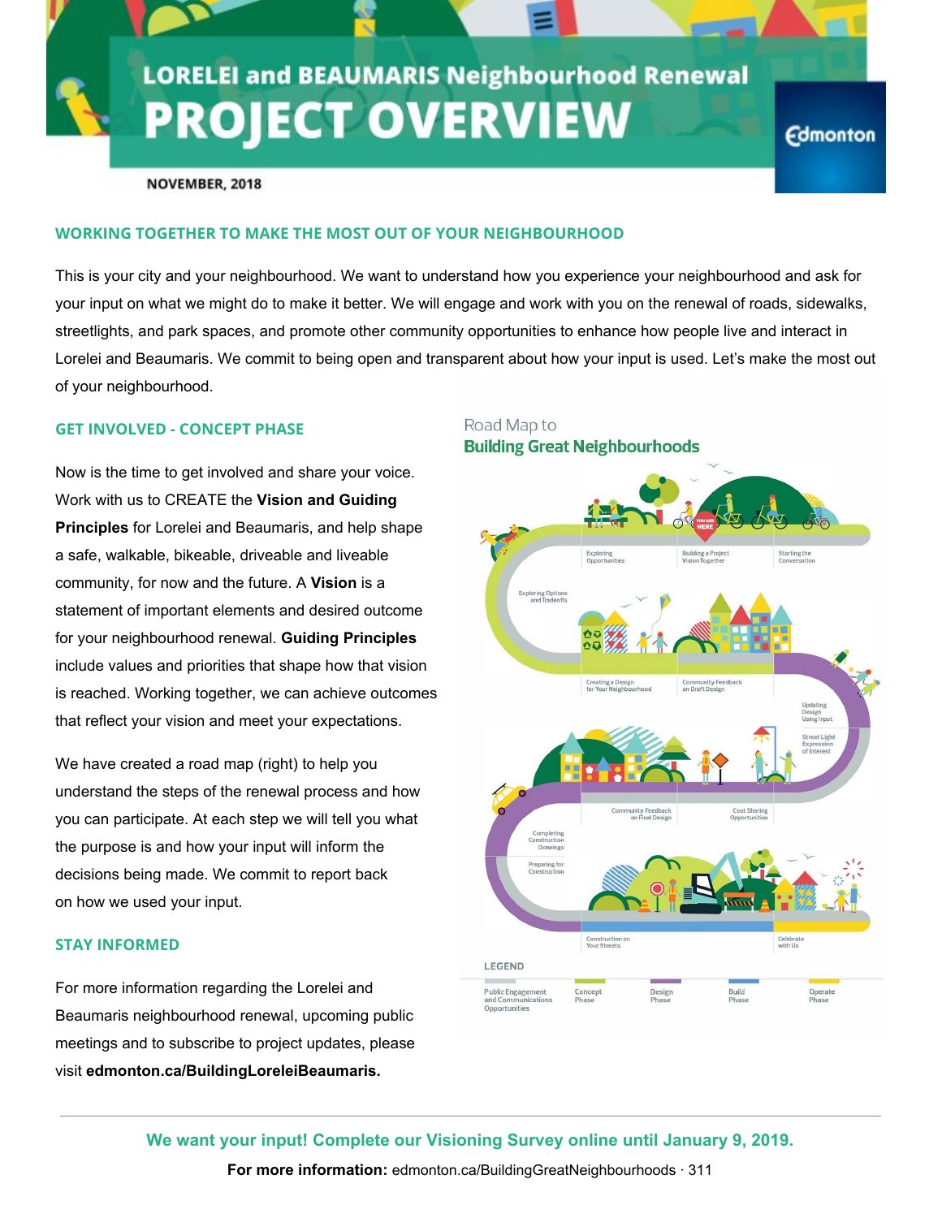# LORELEI and BEAUMARIS Neighbourhood Renewal

# PROJECT OVERVIEW

Edmonton

NOVEMBER, 2018

## WORKING TOGETHER TO MAKE THE MOST OUT OF YOUR NEIGHBOURHOOD

This is your city and your neighbourhood. We want to understand how you experience your neighbourhood and ask for your input on what we might do to make it better. We will engage and work with you on the renewal of roads, sidewalks, streetlights, and park spaces, and promote other community opportunities to enhance how people live and interact in Lorelei and Beaumaris. We commit to being open and transparent about how your input is used. Let's make the most out of your neighbourhood.

## GET INVOLVED - CONCEPT PHASE

Now is the time to get involved and share your voice. Work with us to CREATE the **Vision and Guiding Principles** for Lorelei and Beaumaris, and help shape a safe, walkable, bikeable, driveable and liveable community, for now and the future. A **Vision** is a statement of important elements and desired outcome for your neighbourhood renewal. **Guiding Principles** include values and priorities that shape how that vision is reached. Working together, we can achieve outcomes that reflect your vision and meet your expectations.

We have created a road map (right) to help you understand the steps of the renewal process and how you can participate. At each step we will tell you what the purpose is and how your input will inform the decisions being made. We commit to report back on how we used your input.

## STAY INFORMED

For more information regarding the Lorelei and Beaumaris neighbourhood renewal, upcoming public meetings and to subscribe to project updates, please visit **edmonton.ca/BuildingLoreleiBeaumaris.**

Road Map to
**Building Great Neighbourhoods**

YOU ARE HERE

Starting the Conversation
Building a Project Vision Together
Exploring Opportunities
Exploring Options and Tradeoffs
Creating a Design for Your Neighbourhood
Community Feedback on Draft Design
Updating Design Using Input
Street Light Expression of Interest
Cost Sharing Opportunities
Community Feedback on Final Design
Completing Construction Drawings
Preparing for Construction
Construction on Your Streets
Celebrate with Us

LEGEND

Public Engagement and Communications Opportunities
Concept Phase
Design Phase
Build Phase
Operate Phase

**We want your input! Complete our Visioning Survey online until January 9, 2019.**

**For more information:** edmonton.ca/BuildingGreatNeighbourhoods · 311